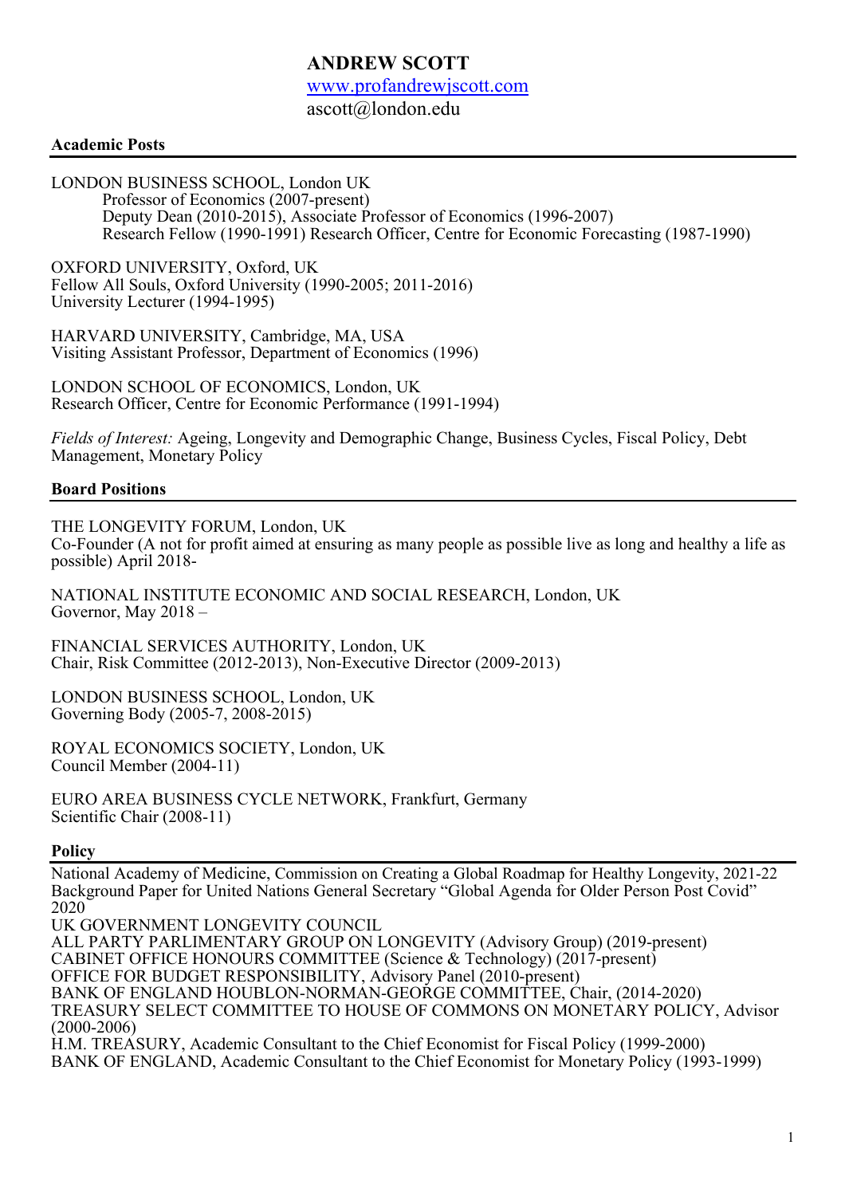# ANDREW SCOTT

[www.profandrewjscott.com](http://www.profandrewjscott.com)
ascott@london.edu

## Academic Posts

LONDON BUSINESS SCHOOL, London UK
Professor of Economics (2007-present)
Deputy Dean (2010-2015), Associate Professor of Economics (1996-2007)
Research Fellow (1990-1991) Research Officer, Centre for Economic Forecasting (1987-1990)

OXFORD UNIVERSITY, Oxford, UK
Fellow All Souls, Oxford University (1990-2005; 2011-2016)
University Lecturer (1994-1995)

HARVARD UNIVERSITY, Cambridge, MA, USA
Visiting Assistant Professor, Department of Economics (1996)

LONDON SCHOOL OF ECONOMICS, London, UK
Research Officer, Centre for Economic Performance (1991-1994)

*Fields of Interest:* Ageing, Longevity and Demographic Change, Business Cycles, Fiscal Policy, Debt Management, Monetary Policy

## Board Positions

THE LONGEVITY FORUM, London, UK
Co-Founder (A not for profit aimed at ensuring as many people as possible live as long and healthy a life as possible) April 2018-

NATIONAL INSTITUTE ECONOMIC AND SOCIAL RESEARCH, London, UK
Governor, May 2018 –

FINANCIAL SERVICES AUTHORITY, London, UK
Chair, Risk Committee (2012-2013), Non-Executive Director (2009-2013)

LONDON BUSINESS SCHOOL, London, UK
Governing Body (2005-7, 2008-2015)

ROYAL ECONOMICS SOCIETY, London, UK
Council Member (2004-11)

EURO AREA BUSINESS CYCLE NETWORK, Frankfurt, Germany
Scientific Chair (2008-11)

## Policy

National Academy of Medicine, Commission on Creating a Global Roadmap for Healthy Longevity, 2021-22
Background Paper for United Nations General Secretary "Global Agenda for Older Person Post Covid" 2020
UK GOVERNMENT LONGEVITY COUNCIL
ALL PARTY PARLIMENTARY GROUP ON LONGEVITY (Advisory Group) (2019-present)
CABINET OFFICE HONOURS COMMITTEE (Science & Technology) (2017-present)
OFFICE FOR BUDGET RESPONSIBILITY, Advisory Panel (2010-present)
BANK OF ENGLAND HOUBLON-NORMAN-GEORGE COMMITTEE, Chair, (2014-2020)
TREASURY SELECT COMMITTEE TO HOUSE OF COMMONS ON MONETARY POLICY, Advisor (2000-2006)
H.M. TREASURY, Academic Consultant to the Chief Economist for Fiscal Policy (1999-2000)
BANK OF ENGLAND, Academic Consultant to the Chief Economist for Monetary Policy (1993-1999)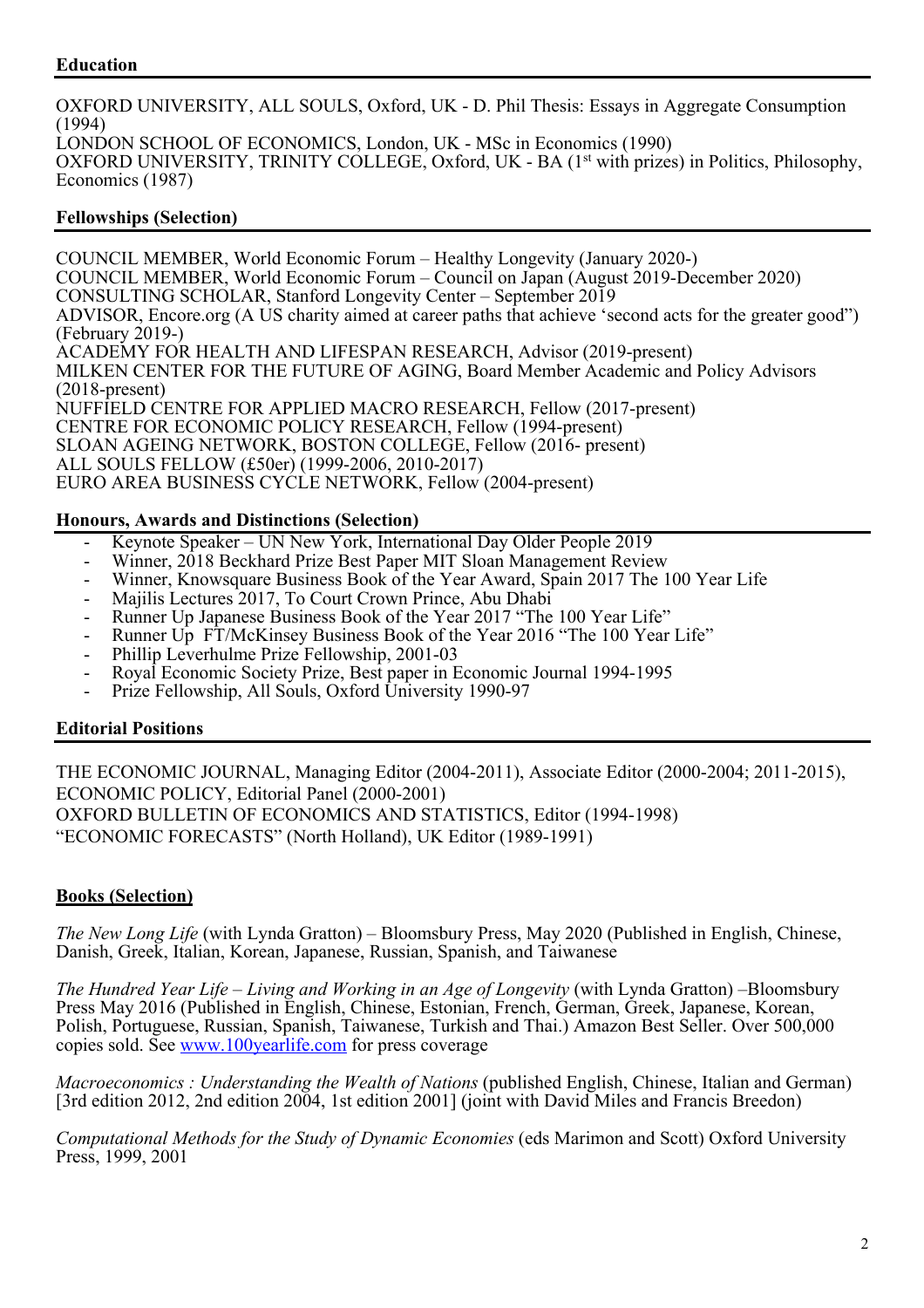## Education

OXFORD UNIVERSITY, ALL SOULS, Oxford, UK - D. Phil Thesis: Essays in Aggregate Consumption (1994)
LONDON SCHOOL OF ECONOMICS, London, UK - MSc in Economics (1990)
OXFORD UNIVERSITY, TRINITY COLLEGE, Oxford, UK - BA (1st with prizes) in Politics, Philosophy, Economics (1987)

## Fellowships (Selection)

COUNCIL MEMBER, World Economic Forum – Healthy Longevity (January 2020-)
COUNCIL MEMBER, World Economic Forum – Council on Japan (August 2019-December 2020)
CONSULTING SCHOLAR, Stanford Longevity Center – September 2019
ADVISOR, Encore.org (A US charity aimed at career paths that achieve 'second acts for the greater good") (February 2019-)
ACADEMY FOR HEALTH AND LIFESPAN RESEARCH, Advisor (2019-present)
MILKEN CENTER FOR THE FUTURE OF AGING, Board Member Academic and Policy Advisors (2018-present)
NUFFIELD CENTRE FOR APPLIED MACRO RESEARCH, Fellow (2017-present)
CENTRE FOR ECONOMIC POLICY RESEARCH, Fellow (1994-present)
SLOAN AGEING NETWORK, BOSTON COLLEGE, Fellow (2016- present)
ALL SOULS FELLOW (£50er) (1999-2006, 2010-2017)
EURO AREA BUSINESS CYCLE NETWORK, Fellow (2004-present)

## Honours, Awards and Distinctions (Selection)

- Keynote Speaker – UN New York, International Day Older People 2019
- Winner, 2018 Beckhard Prize Best Paper MIT Sloan Management Review
- Winner, Knowsquare Business Book of the Year Award, Spain 2017 The 100 Year Life
- Majilis Lectures 2017, To Court Crown Prince, Abu Dhabi
- Runner Up Japanese Business Book of the Year 2017 "The 100 Year Life"
- Runner Up FT/McKinsey Business Book of the Year 2016 "The 100 Year Life"
- Phillip Leverhulme Prize Fellowship, 2001-03
- Royal Economic Society Prize, Best paper in Economic Journal 1994-1995
- Prize Fellowship, All Souls, Oxford University 1990-97

## Editorial Positions

THE ECONOMIC JOURNAL, Managing Editor (2004-2011), Associate Editor (2000-2004; 2011-2015),
ECONOMIC POLICY, Editorial Panel (2000-2001)
OXFORD BULLETIN OF ECONOMICS AND STATISTICS, Editor (1994-1998)
"ECONOMIC FORECASTS" (North Holland), UK Editor (1989-1991)

## Books (Selection)

*The New Long Life* (with Lynda Gratton) – Bloomsbury Press, May 2020 (Published in English, Chinese, Danish, Greek, Italian, Korean, Japanese, Russian, Spanish, and Taiwanese

*The Hundred Year Life – Living and Working in an Age of Longevity* (with Lynda Gratton) –Bloomsbury Press May 2016 (Published in English, Chinese, Estonian, French, German, Greek, Japanese, Korean, Polish, Portuguese, Russian, Spanish, Taiwanese, Turkish and Thai.) Amazon Best Seller. Over 500,000 copies sold. See www.100yearlife.com for press coverage

*Macroeconomics : Understanding the Wealth of Nations* (published English, Chinese, Italian and German) [3rd edition 2012, 2nd edition 2004, 1st edition 2001] (joint with David Miles and Francis Breedon)

*Computational Methods for the Study of Dynamic Economies* (eds Marimon and Scott) Oxford University Press, 1999, 2001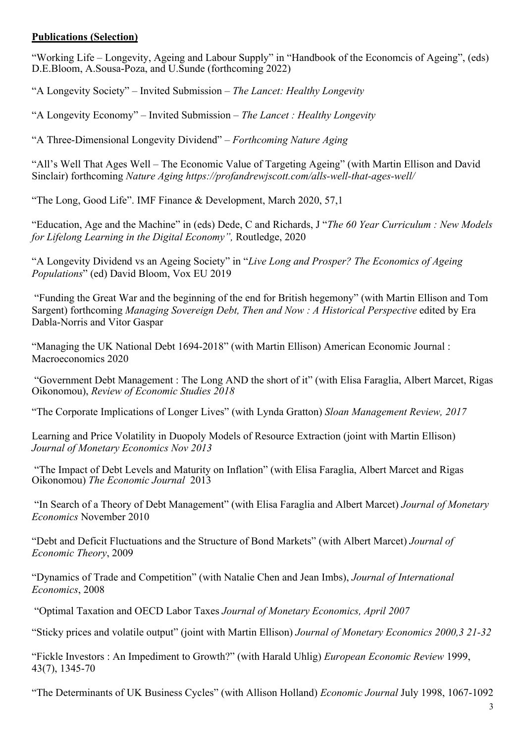**Publications (Selection)**

"Working Life – Longevity, Ageing and Labour Supply" in "Handbook of the Economcis of Ageing", (eds) D.E.Bloom, A.Sousa-Poza, and U.Sunde (forthcoming 2022)

"A Longevity Society" – Invited Submission – *The Lancet: Healthy Longevity*

"A Longevity Economy" – Invited Submission – *The Lancet : Healthy Longevity*

"A Three-Dimensional Longevity Dividend" – *Forthcoming Nature Aging*

"All's Well That Ages Well – The Economic Value of Targeting Ageing" (with Martin Ellison and David Sinclair) forthcoming *Nature Aging https://profandrewjscott.com/alls-well-that-ages-well/*

"The Long, Good Life". IMF Finance & Development, March 2020, 57,1

"Education, Age and the Machine" in (eds) Dede, C and Richards, J "*The 60 Year Curriculum : New Models for Lifelong Learning in the Digital Economy",* Routledge, 2020

"A Longevity Dividend vs an Ageing Society" in "*Live Long and Prosper? The Economics of Ageing Populations*" (ed) David Bloom, Vox EU 2019

"Funding the Great War and the beginning of the end for British hegemony" (with Martin Ellison and Tom Sargent) forthcoming *Managing Sovereign Debt, Then and Now : A Historical Perspective* edited by Era Dabla-Norris and Vitor Gaspar

"Managing the UK National Debt 1694-2018" (with Martin Ellison) American Economic Journal : Macroeconomics 2020

"Government Debt Management : The Long AND the short of it" (with Elisa Faraglia, Albert Marcet, Rigas Oikonomou), *Review of Economic Studies 2018*

"The Corporate Implications of Longer Lives" (with Lynda Gratton) *Sloan Management Review, 2017*

Learning and Price Volatility in Duopoly Models of Resource Extraction (joint with Martin Ellison) *Journal of Monetary Economics Nov 2013*

"The Impact of Debt Levels and Maturity on Inflation" (with Elisa Faraglia, Albert Marcet and Rigas Oikonomou) *The Economic Journal* 2013

"In Search of a Theory of Debt Management" (with Elisa Faraglia and Albert Marcet) *Journal of Monetary Economics* November 2010

"Debt and Deficit Fluctuations and the Structure of Bond Markets" (with Albert Marcet) *Journal of Economic Theory*, 2009

"Dynamics of Trade and Competition" (with Natalie Chen and Jean Imbs), *Journal of International Economics*, 2008

"Optimal Taxation and OECD Labor Taxes *Journal of Monetary Economics, April 2007*

"Sticky prices and volatile output" (joint with Martin Ellison) *Journal of Monetary Economics 2000,3 21-32*

"Fickle Investors : An Impediment to Growth?" (with Harald Uhlig) *European Economic Review* 1999, 43(7), 1345-70

"The Determinants of UK Business Cycles" (with Allison Holland) *Economic Journal* July 1998, 1067-1092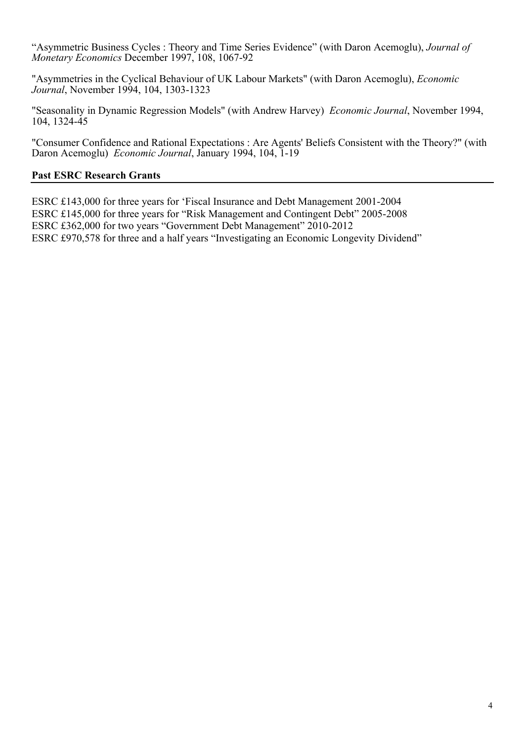"Asymmetric Business Cycles : Theory and Time Series Evidence" (with Daron Acemoglu), *Journal of Monetary Economics* December 1997, 108, 1067-92

"Asymmetries in the Cyclical Behaviour of UK Labour Markets" (with Daron Acemoglu), *Economic Journal*, November 1994, 104, 1303-1323

"Seasonality in Dynamic Regression Models" (with Andrew Harvey) *Economic Journal*, November 1994, 104, 1324-45

"Consumer Confidence and Rational Expectations : Are Agents' Beliefs Consistent with the Theory?" (with Daron Acemoglu) *Economic Journal*, January 1994, 104, 1-19

## Past ESRC Research Grants

ESRC £143,000 for three years for 'Fiscal Insurance and Debt Management 2001-2004
ESRC £145,000 for three years for "Risk Management and Contingent Debt" 2005-2008
ESRC £362,000 for two years "Government Debt Management" 2010-2012
ESRC £970,578 for three and a half years "Investigating an Economic Longevity Dividend"